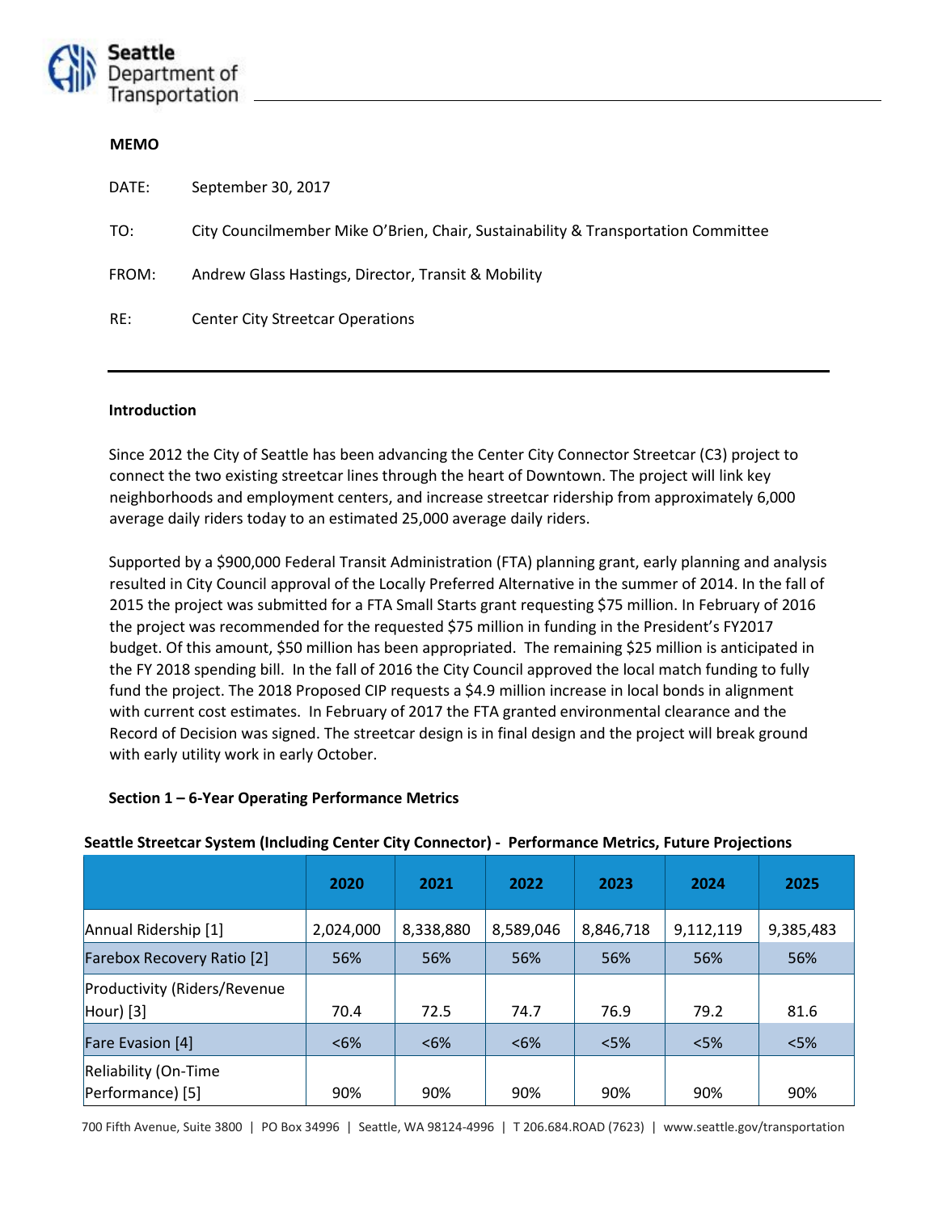**MEMO**

DATE: September 30, 2017

TO: City Councilmember Mike O'Brien, Chair, Sustainability & Transportation Committee

FROM: Andrew Glass Hastings, Director, Transit & Mobility

RE: Center City Streetcar Operations

---

**Introduction**

Since 2012 the City of Seattle has been advancing the Center City Connector Streetcar (C3) project to connect the two existing streetcar lines through the heart of Downtown. The project will link key neighborhoods and employment centers, and increase streetcar ridership from approximately 6,000 average daily riders today to an estimated 25,000 average daily riders.

Supported by a $900,000 Federal Transit Administration (FTA) planning grant, early planning and analysis resulted in City Council approval of the Locally Preferred Alternative in the summer of 2014. In the fall of 2015 the project was submitted for a FTA Small Starts grant requesting $75 million. In February of 2016 the project was recommended for the requested $75 million in funding in the President's FY2017 budget. Of this amount, $50 million has been appropriated. The remaining $25 million is anticipated in the FY 2018 spending bill. In the fall of 2016 the City Council approved the local match funding to fully fund the project. The 2018 Proposed CIP requests a $4.9 million increase in local bonds in alignment with current cost estimates. In February of 2017 the FTA granted environmental clearance and the Record of Decision was signed. The streetcar design is in final design and the project will break ground with early utility work in early October.

**Section 1 – 6-Year Operating Performance Metrics**

**Seattle Streetcar System (Including Center City Connector) - Performance Metrics, Future Projections**

| | 2020 | 2021 | 2022 | 2023 | 2024 | 2025 |
|---|---|---|---|---|---|---|
| Annual Ridership [1] | 2,024,000 | 8,338,880 | 8,589,046 | 8,846,718 | 9,112,119 | 9,385,483 |
| Farebox Recovery Ratio [2] | 56% | 56% | 56% | 56% | 56% | 56% |
| Productivity (Riders/Revenue Hour) [3] | 70.4 | 72.5 | 74.7 | 76.9 | 79.2 | 81.6 |
| Fare Evasion [4] | <6% | <6% | <6% | <5% | <5% | <5% |
| Reliability (On-Time Performance) [5] | 90% | 90% | 90% | 90% | 90% | 90% |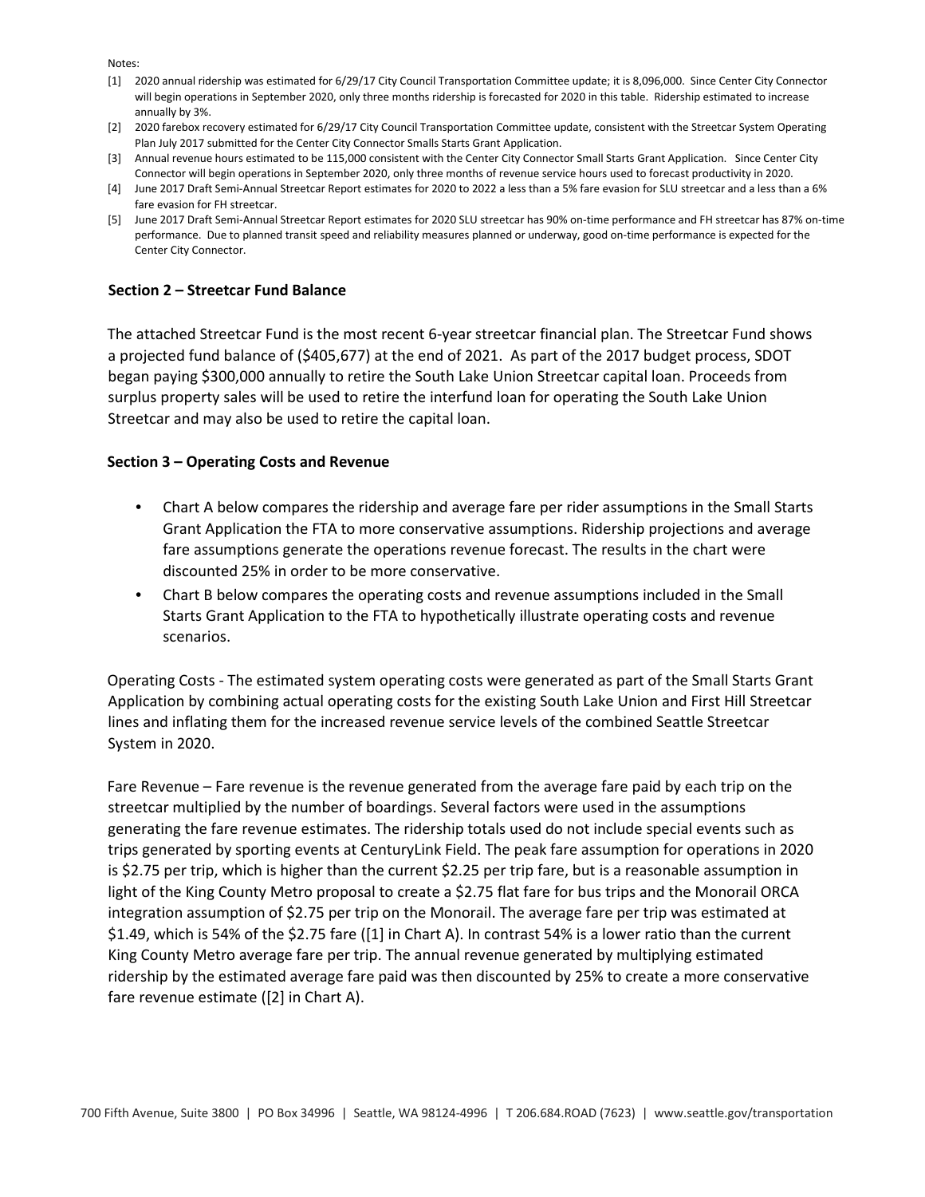Notes:

[1] 2020 annual ridership was estimated for 6/29/17 City Council Transportation Committee update; it is 8,096,000. Since Center City Connector will begin operations in September 2020, only three months ridership is forecasted for 2020 in this table. Ridership estimated to increase annually by 3%.

[2] 2020 farebox recovery estimated for 6/29/17 City Council Transportation Committee update, consistent with the Streetcar System Operating Plan July 2017 submitted for the Center City Connector Smalls Starts Grant Application.

[3] Annual revenue hours estimated to be 115,000 consistent with the Center City Connector Small Starts Grant Application. Since Center City Connector will begin operations in September 2020, only three months of revenue service hours used to forecast productivity in 2020.

[4] June 2017 Draft Semi-Annual Streetcar Report estimates for 2020 to 2022 a less than a 5% fare evasion for SLU streetcar and a less than a 6% fare evasion for FH streetcar.

[5] June 2017 Draft Semi-Annual Streetcar Report estimates for 2020 SLU streetcar has 90% on-time performance and FH streetcar has 87% on-time performance. Due to planned transit speed and reliability measures planned or underway, good on-time performance is expected for the Center City Connector.

## Section 2 – Streetcar Fund Balance

The attached Streetcar Fund is the most recent 6-year streetcar financial plan. The Streetcar Fund shows a projected fund balance of ($405,677) at the end of 2021. As part of the 2017 budget process, SDOT began paying $300,000 annually to retire the South Lake Union Streetcar capital loan. Proceeds from surplus property sales will be used to retire the interfund loan for operating the South Lake Union Streetcar and may also be used to retire the capital loan.

## Section 3 – Operating Costs and Revenue

- Chart A below compares the ridership and average fare per rider assumptions in the Small Starts Grant Application the FTA to more conservative assumptions. Ridership projections and average fare assumptions generate the operations revenue forecast. The results in the chart were discounted 25% in order to be more conservative.
- Chart B below compares the operating costs and revenue assumptions included in the Small Starts Grant Application to the FTA to hypothetically illustrate operating costs and revenue scenarios.

Operating Costs - The estimated system operating costs were generated as part of the Small Starts Grant Application by combining actual operating costs for the existing South Lake Union and First Hill Streetcar lines and inflating them for the increased revenue service levels of the combined Seattle Streetcar System in 2020.

Fare Revenue – Fare revenue is the revenue generated from the average fare paid by each trip on the streetcar multiplied by the number of boardings. Several factors were used in the assumptions generating the fare revenue estimates. The ridership totals used do not include special events such as trips generated by sporting events at CenturyLink Field. The peak fare assumption for operations in 2020 is $2.75 per trip, which is higher than the current $2.25 per trip fare, but is a reasonable assumption in light of the King County Metro proposal to create a $2.75 flat fare for bus trips and the Monorail ORCA integration assumption of $2.75 per trip on the Monorail. The average fare per trip was estimated at $1.49, which is 54% of the $2.75 fare ([1] in Chart A). In contrast 54% is a lower ratio than the current King County Metro average fare per trip. The annual revenue generated by multiplying estimated ridership by the estimated average fare paid was then discounted by 25% to create a more conservative fare revenue estimate ([2] in Chart A).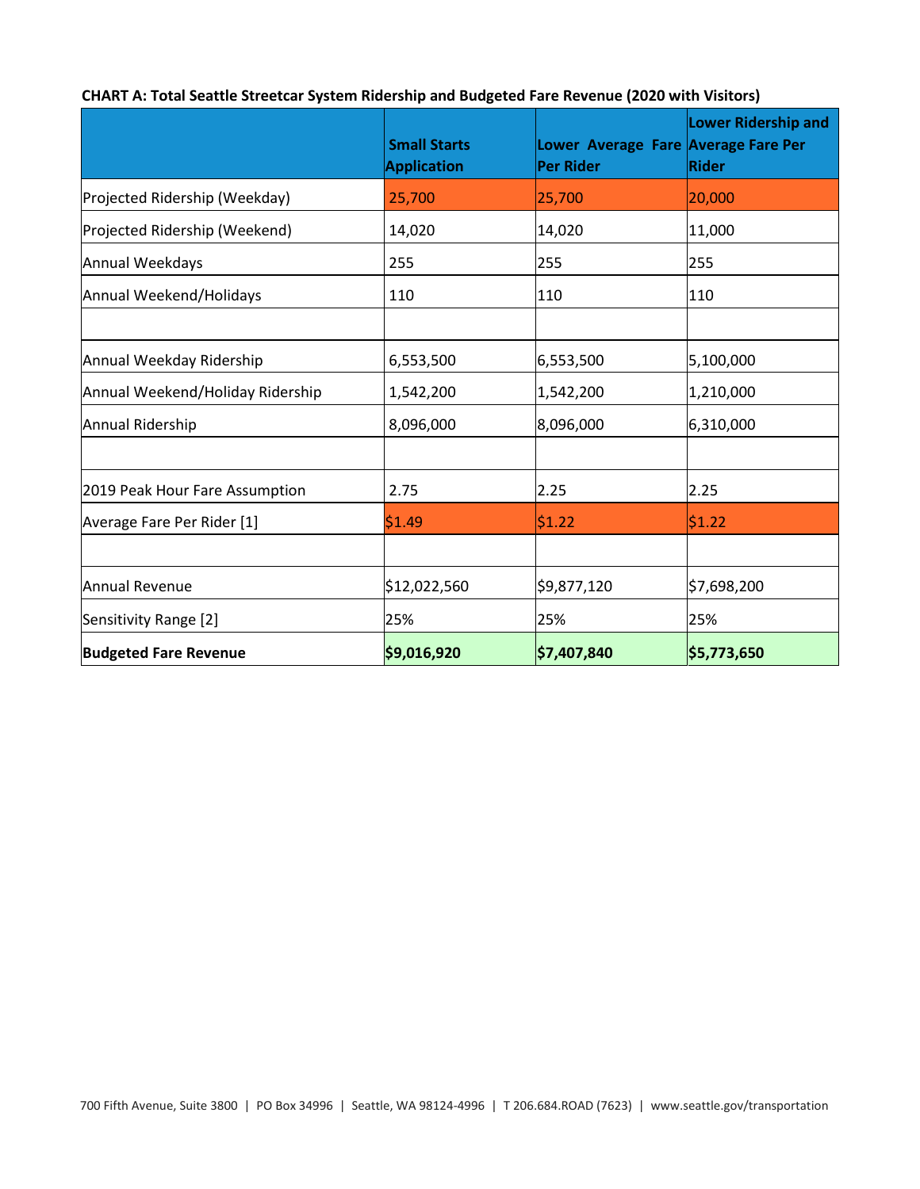**CHART A: Total Seattle Streetcar System Ridership and Budgeted Fare Revenue (2020 with Visitors)**

| | Small Starts Application | Lower Average Fare Per Rider | Lower Ridership and Average Fare Per Rider |
|---|---|---|---|
| Projected Ridership (Weekday) | 25,700 | 25,700 | 20,000 |
| Projected Ridership (Weekend) | 14,020 | 14,020 | 11,000 |
| Annual Weekdays | 255 | 255 | 255 |
| Annual Weekend/Holidays | 110 | 110 | 110 |
| | | | |
| Annual Weekday Ridership | 6,553,500 | 6,553,500 | 5,100,000 |
| Annual Weekend/Holiday Ridership | 1,542,200 | 1,542,200 | 1,210,000 |
| Annual Ridership | 8,096,000 | 8,096,000 | 6,310,000 |
| | | | |
| 2019 Peak Hour Fare Assumption | 2.75 | 2.25 | 2.25 |
| Average Fare Per Rider [1] | $1.49 | $1.22 | $1.22 |
| | | | |
| Annual Revenue | $12,022,560 | $9,877,120 | $7,698,200 |
| Sensitivity Range [2] | 25% | 25% | 25% |
| **Budgeted Fare Revenue** | **$9,016,920** | **$7,407,840** | **$5,773,650** |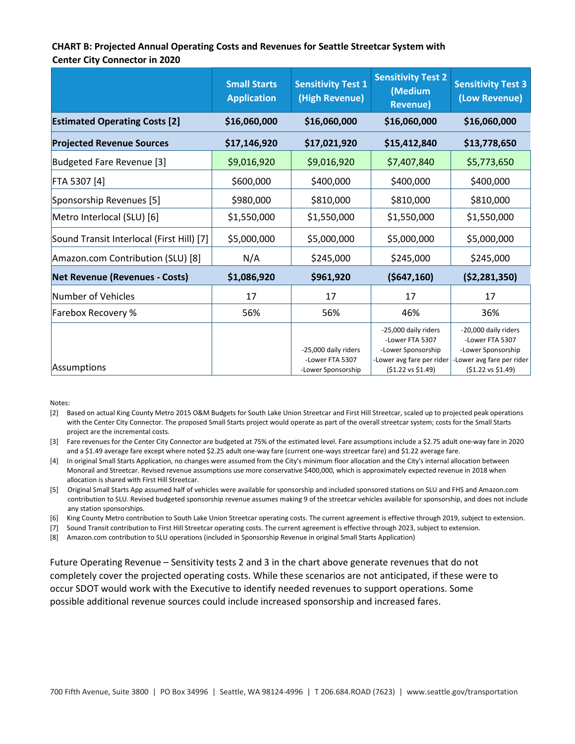**CHART B: Projected Annual Operating Costs and Revenues for Seattle Streetcar System with Center City Connector in 2020**

| | Small Starts Application | Sensitivity Test 1 (High Revenue) | Sensitivity Test 2 (Medium Revenue) | Sensitivity Test 3 (Low Revenue) |
|---|---|---|---|---|
| **Estimated Operating Costs [2]** | **$16,060,000** | **$16,060,000** | **$16,060,000** | **$16,060,000** |
| **Projected Revenue Sources** | **$17,146,920** | **$17,021,920** | **$15,412,840** | **$13,778,650** |
| Budgeted Fare Revenue [3] | $9,016,920 | $9,016,920 | $7,407,840 | $5,773,650 |
| FTA 5307 [4] | $600,000 | $400,000 | $400,000 | $400,000 |
| Sponsorship Revenues [5] | $980,000 | $810,000 | $810,000 | $810,000 |
| Metro Interlocal (SLU) [6] | $1,550,000 | $1,550,000 | $1,550,000 | $1,550,000 |
| Sound Transit Interlocal (First Hill) [7] | $5,000,000 | $5,000,000 | $5,000,000 | $5,000,000 |
| Amazon.com Contribution (SLU) [8] | N/A | $245,000 | $245,000 | $245,000 |
| **Net Revenue (Revenues - Costs)** | **$1,086,920** | **$961,920** | **($647,160)** | **($2,281,350)** |
| Number of Vehicles | 17 | 17 | 17 | 17 |
| Farebox Recovery % | 56% | 56% | 46% | 36% |
| Assumptions | | -25,000 daily riders -Lower FTA 5307 -Lower Sponsorship | -25,000 daily riders -Lower FTA 5307 -Lower Sponsorship -Lower avg fare per rider ($1.22 vs $1.49) | -20,000 daily riders -Lower FTA 5307 -Lower Sponsorship -Lower avg fare per rider ($1.22 vs $1.49) |

Notes:

[2] Based on actual King County Metro 2015 O&M Budgets for South Lake Union Streetcar and First Hill Streetcar, scaled up to projected peak operations with the Center City Connector. The proposed Small Starts project would operate as part of the overall streetcar system; costs for the Small Starts project are the incremental costs.

[3] Fare revenues for the Center City Connector are budgeted at 75% of the estimated level. Fare assumptions include a $2.75 adult one-way fare in 2020 and a $1.49 average fare except where noted $2.25 adult one-way fare (current one-ways streetcar fare) and $1.22 average fare.

[4] In original Small Starts Application, no changes were assumed from the City's minimum floor allocation and the City's internal allocation between Monorail and Streetcar. Revised revenue assumptions use more conservative $400,000, which is approximately expected revenue in 2018 when allocation is shared with First Hill Streetcar.

[5] Original Small Starts App assumed half of vehicles were available for sponsorship and included sponsored stations on SLU and FHS and Amazon.com contribution to SLU. Revised budgeted sponsorship revenue assumes making 9 of the streetcar vehicles available for sponsorship, and does not include any station sponsorships.

[6] King County Metro contribution to South Lake Union Streetcar operating costs. The current agreement is effective through 2019, subject to extension.

[7] Sound Transit contribution to First Hill Streetcar operating costs. The current agreement is effective through 2023, subject to extension.

[8] Amazon.com contribution to SLU operations (included in Sponsorship Revenue in original Small Starts Application)

Future Operating Revenue – Sensitivity tests 2 and 3 in the chart above generate revenues that do not completely cover the projected operating costs. While these scenarios are not anticipated, if these were to occur SDOT would work with the Executive to identify needed revenues to support operations. Some possible additional revenue sources could include increased sponsorship and increased fares.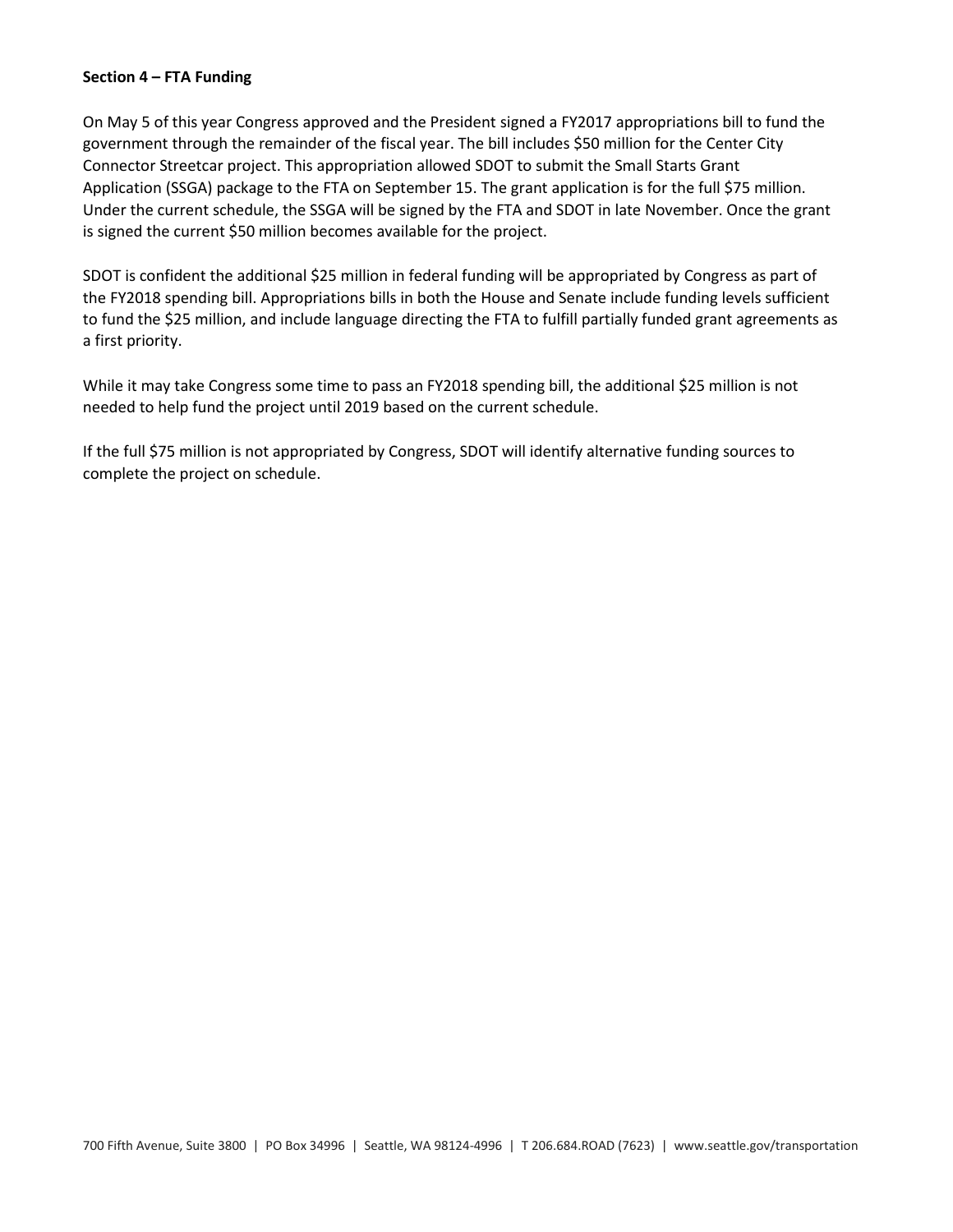**Section 4 – FTA Funding**

On May 5 of this year Congress approved and the President signed a FY2017 appropriations bill to fund the government through the remainder of the fiscal year. The bill includes $50 million for the Center City Connector Streetcar project. This appropriation allowed SDOT to submit the Small Starts Grant Application (SSGA) package to the FTA on September 15. The grant application is for the full $75 million. Under the current schedule, the SSGA will be signed by the FTA and SDOT in late November. Once the grant is signed the current $50 million becomes available for the project.

SDOT is confident the additional $25 million in federal funding will be appropriated by Congress as part of the FY2018 spending bill. Appropriations bills in both the House and Senate include funding levels sufficient to fund the $25 million, and include language directing the FTA to fulfill partially funded grant agreements as a first priority.

While it may take Congress some time to pass an FY2018 spending bill, the additional $25 million is not needed to help fund the project until 2019 based on the current schedule.

If the full $75 million is not appropriated by Congress, SDOT will identify alternative funding sources to complete the project on schedule.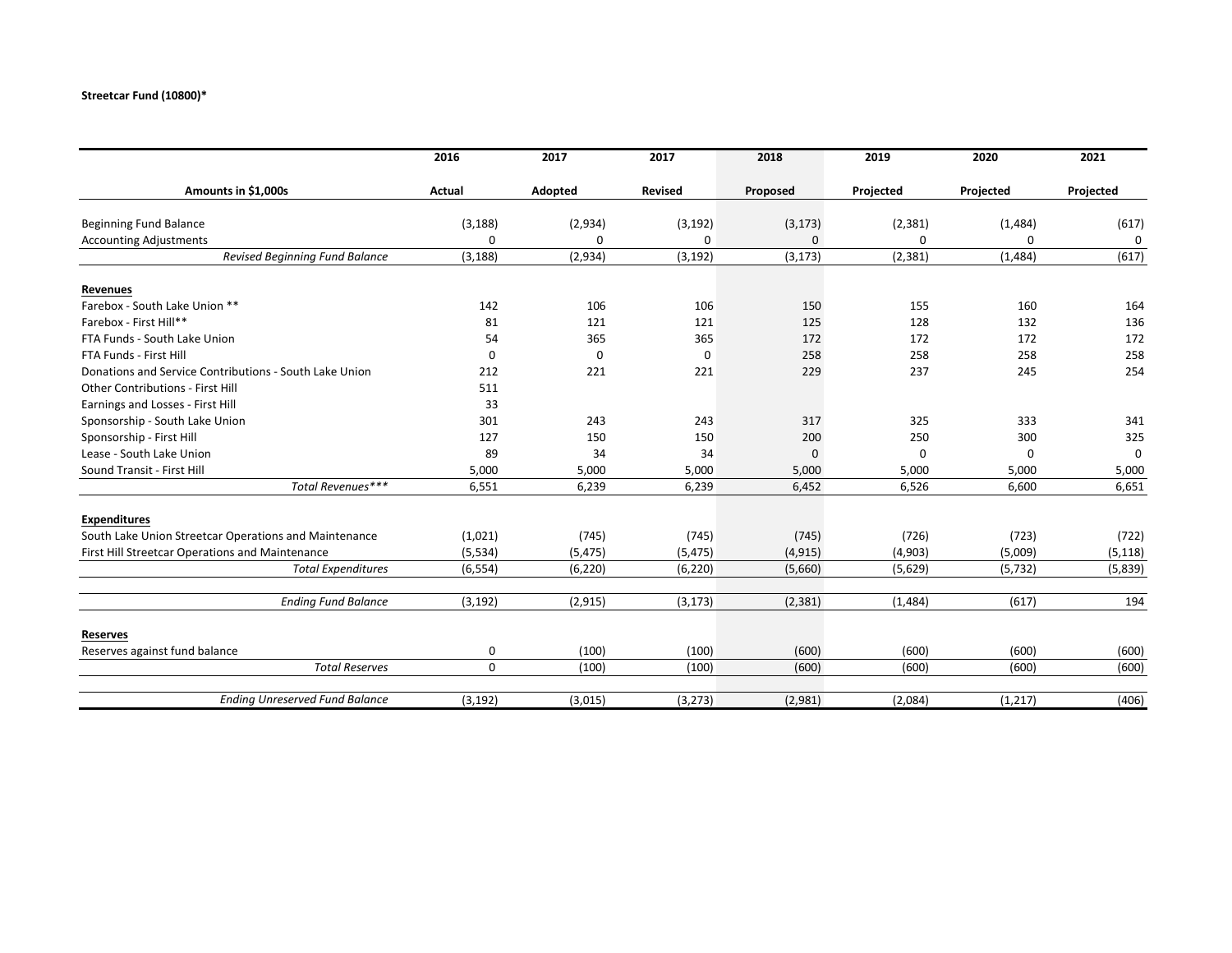**Streetcar Fund (10800)***

| Amounts in $1,000s | 2016 Actual | 2017 Adopted | 2017 Revised | 2018 Proposed | 2019 Projected | 2020 Projected | 2021 Projected |
|---|---|---|---|---|---|---|---|
| Beginning Fund Balance | (3,188) | (2,934) | (3,192) | (3,173) | (2,381) | (1,484) | (617) |
| Accounting Adjustments | 0 | 0 | 0 | 0 | 0 | 0 | 0 |
| *Revised Beginning Fund Balance* | (3,188) | (2,934) | (3,192) | (3,173) | (2,381) | (1,484) | (617) |
| **Revenues** | | | | | | | |
| Farebox - South Lake Union ** | 142 | 106 | 106 | 150 | 155 | 160 | 164 |
| Farebox - First Hill** | 81 | 121 | 121 | 125 | 128 | 132 | 136 |
| FTA Funds - South Lake Union | 54 | 365 | 365 | 172 | 172 | 172 | 172 |
| FTA Funds - First Hill | 0 | 0 | 0 | 258 | 258 | 258 | 258 |
| Donations and Service Contributions - South Lake Union | 212 | 221 | 221 | 229 | 237 | 245 | 254 |
| Other Contributions - First Hill | 511 | | | | | | |
| Earnings and Losses - First Hill | 33 | | | | | | |
| Sponsorship - South Lake Union | 301 | 243 | 243 | 317 | 325 | 333 | 341 |
| Sponsorship - First Hill | 127 | 150 | 150 | 200 | 250 | 300 | 325 |
| Lease - South Lake Union | 89 | 34 | 34 | 0 | 0 | 0 | 0 |
| Sound Transit - First Hill | 5,000 | 5,000 | 5,000 | 5,000 | 5,000 | 5,000 | 5,000 |
| *Total Revenues**** | 6,551 | 6,239 | 6,239 | 6,452 | 6,526 | 6,600 | 6,651 |
| **Expenditures** | | | | | | | |
| South Lake Union Streetcar Operations and Maintenance | (1,021) | (745) | (745) | (745) | (726) | (723) | (722) |
| First Hill Streetcar Operations and Maintenance | (5,534) | (5,475) | (5,475) | (4,915) | (4,903) | (5,009) | (5,118) |
| *Total Expenditures* | (6,554) | (6,220) | (6,220) | (5,660) | (5,629) | (5,732) | (5,839) |
| *Ending Fund Balance* | (3,192) | (2,915) | (3,173) | (2,381) | (1,484) | (617) | 194 |
| **Reserves** | | | | | | | |
| Reserves against fund balance | 0 | (100) | (100) | (600) | (600) | (600) | (600) |
| *Total Reserves* | 0 | (100) | (100) | (600) | (600) | (600) | (600) |
| *Ending Unreserved Fund Balance* | (3,192) | (3,015) | (3,273) | (2,981) | (2,084) | (1,217) | (406) |